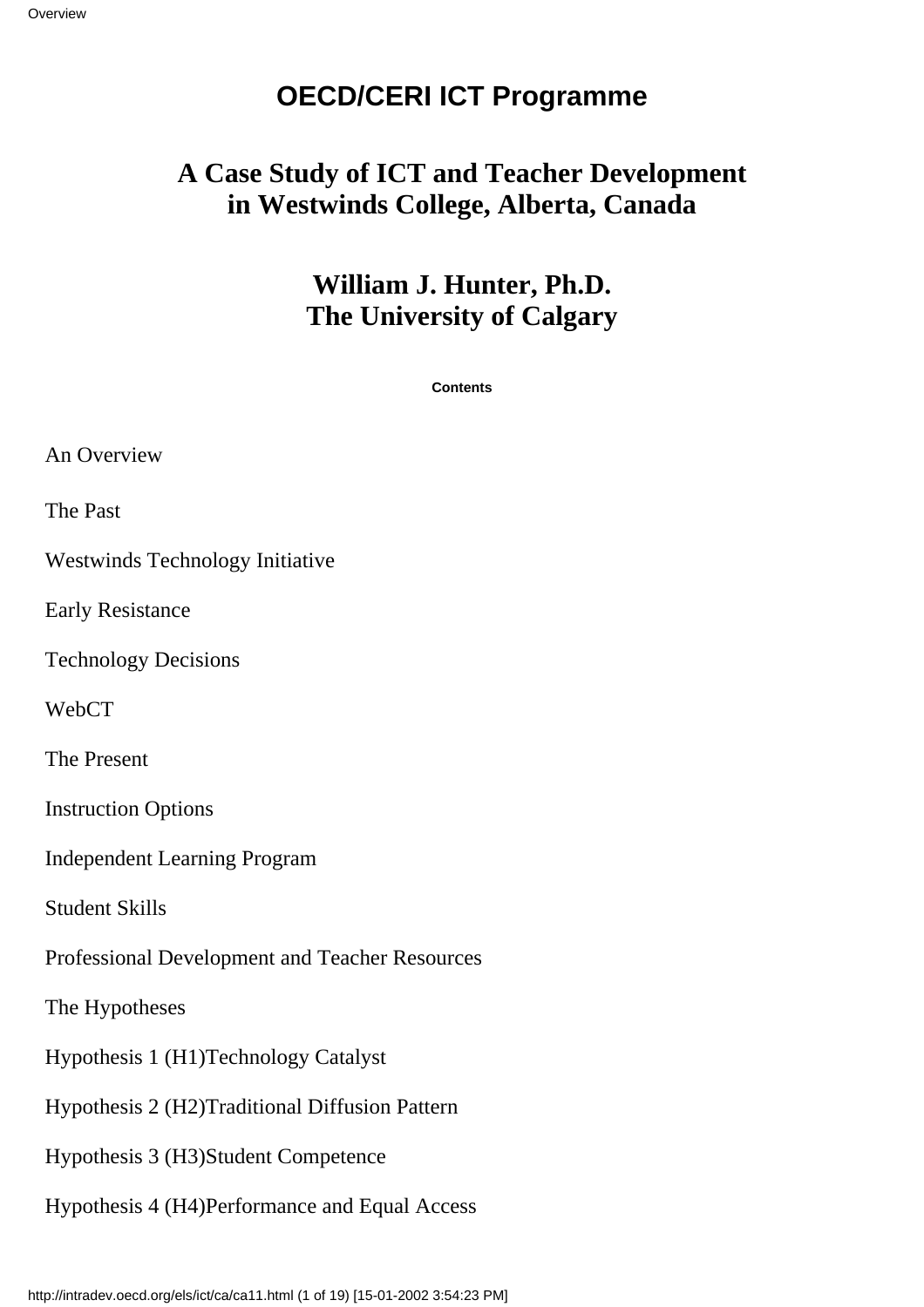# OECD/CERI ICT Programme

## A Case Study of ICT and Teacher Development in Westwinds College, Alberta, Canada

## William J. Hunter, Ph.D.
## The University of Calgary

**Contents**

An Overview

The Past

Westwinds Technology Initiative

Early Resistance

Technology Decisions

WebCT

The Present

Instruction Options

Independent Learning Program

Student Skills

Professional Development and Teacher Resources

The Hypotheses

Hypothesis 1 (H1)Technology Catalyst

Hypothesis 2 (H2)Traditional Diffusion Pattern

Hypothesis 3 (H3)Student Competence

Hypothesis 4 (H4)Performance and Equal Access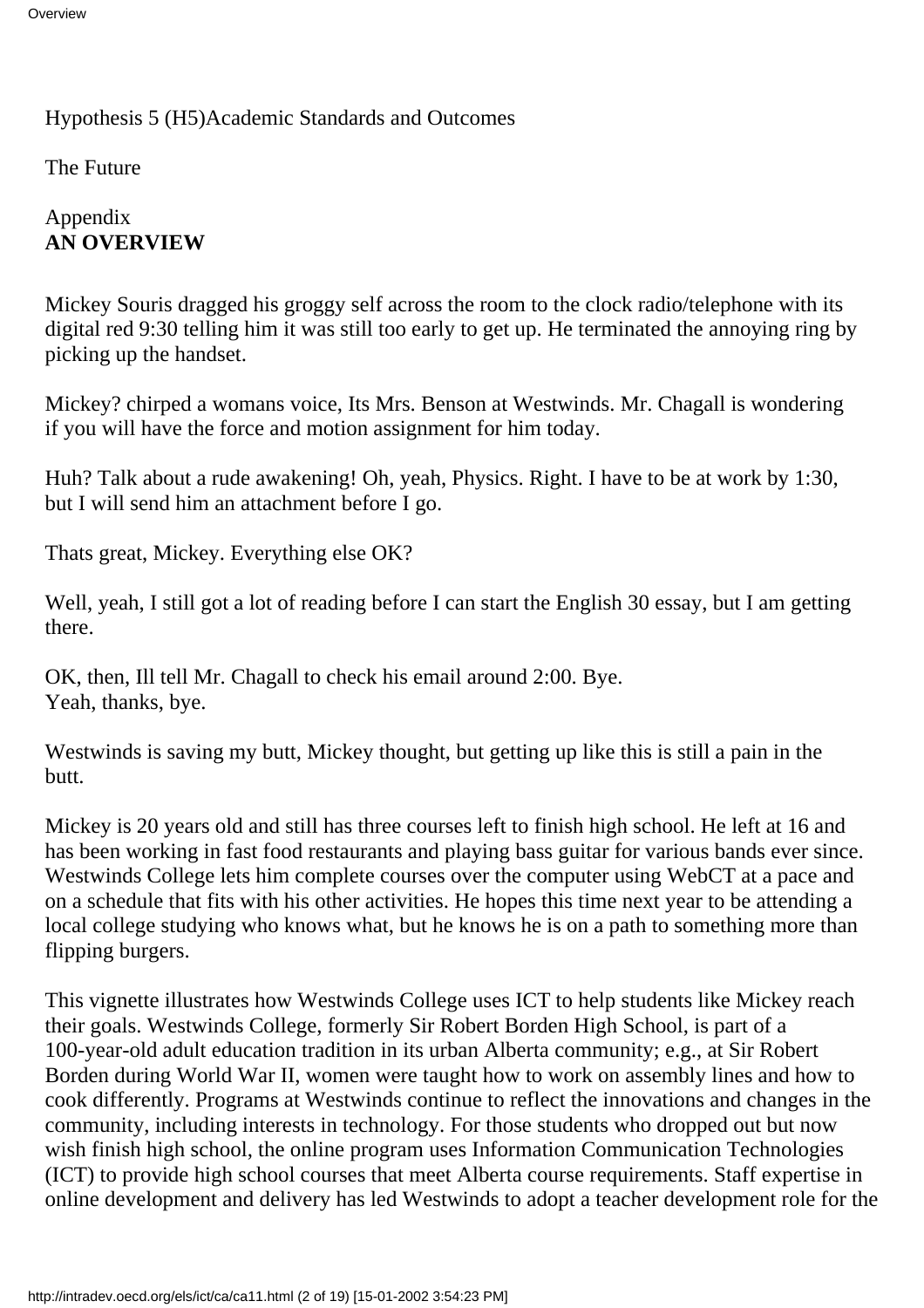Hypothesis 5 (H5)Academic Standards and Outcomes

The Future

Appendix

## AN OVERVIEW

Mickey Souris dragged his groggy self across the room to the clock radio/telephone with its digital red 9:30 telling him it was still too early to get up. He terminated the annoying ring by picking up the handset.

Mickey? chirped a womans voice, Its Mrs. Benson at Westwinds. Mr. Chagall is wondering if you will have the force and motion assignment for him today.

Huh? Talk about a rude awakening! Oh, yeah, Physics. Right. I have to be at work by 1:30, but I will send him an attachment before I go.

Thats great, Mickey. Everything else OK?

Well, yeah, I still got a lot of reading before I can start the English 30 essay, but I am getting there.

OK, then, Ill tell Mr. Chagall to check his email around 2:00. Bye.
Yeah, thanks, bye.

Westwinds is saving my butt, Mickey thought, but getting up like this is still a pain in the butt.

Mickey is 20 years old and still has three courses left to finish high school. He left at 16 and has been working in fast food restaurants and playing bass guitar for various bands ever since. Westwinds College lets him complete courses over the computer using WebCT at a pace and on a schedule that fits with his other activities. He hopes this time next year to be attending a local college studying who knows what, but he knows he is on a path to something more than flipping burgers.

This vignette illustrates how Westwinds College uses ICT to help students like Mickey reach their goals. Westwinds College, formerly Sir Robert Borden High School, is part of a 100-year-old adult education tradition in its urban Alberta community; e.g., at Sir Robert Borden during World War II, women were taught how to work on assembly lines and how to cook differently. Programs at Westwinds continue to reflect the innovations and changes in the community, including interests in technology. For those students who dropped out but now wish finish high school, the online program uses Information Communication Technologies (ICT) to provide high school courses that meet Alberta course requirements. Staff expertise in online development and delivery has led Westwinds to adopt a teacher development role for the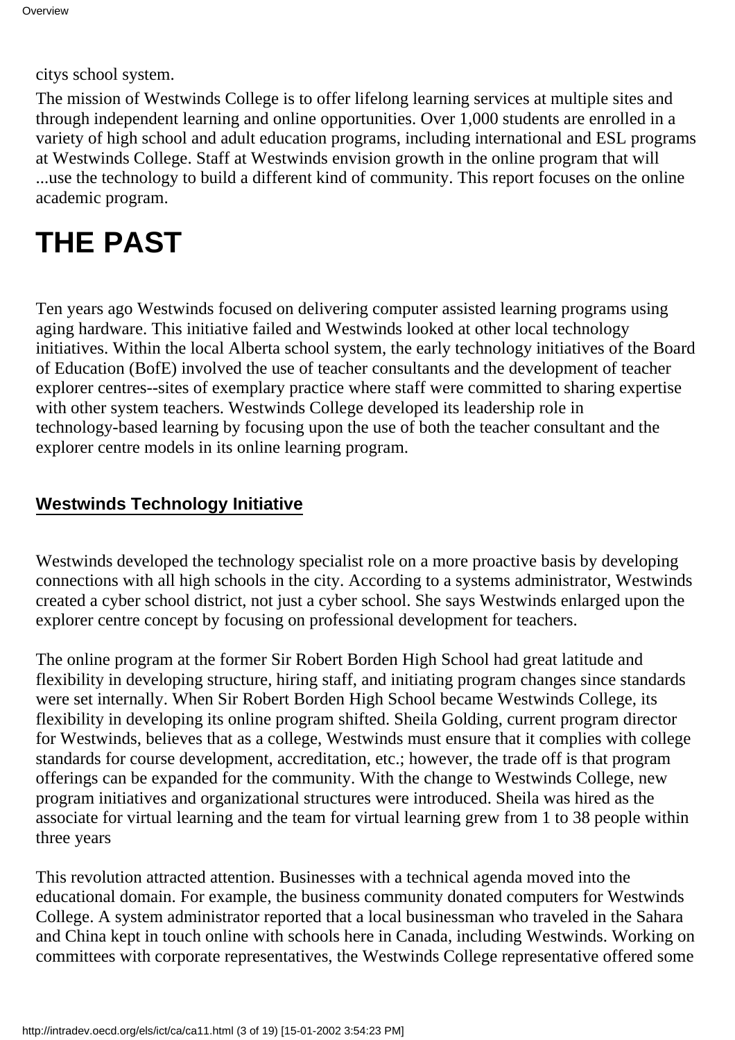citys school system.

The mission of Westwinds College is to offer lifelong learning services at multiple sites and through independent learning and online opportunities. Over 1,000 students are enrolled in a variety of high school and adult education programs, including international and ESL programs at Westwinds College. Staff at Westwinds envision growth in the online program that will ...use the technology to build a different kind of community. This report focuses on the online academic program.

# THE PAST

Ten years ago Westwinds focused on delivering computer assisted learning programs using aging hardware. This initiative failed and Westwinds looked at other local technology initiatives. Within the local Alberta school system, the early technology initiatives of the Board of Education (BofE) involved the use of teacher consultants and the development of teacher explorer centres--sites of exemplary practice where staff were committed to sharing expertise with other system teachers. Westwinds College developed its leadership role in technology-based learning by focusing upon the use of both the teacher consultant and the explorer centre models in its online learning program.

### Westwinds Technology Initiative

Westwinds developed the technology specialist role on a more proactive basis by developing connections with all high schools in the city. According to a systems administrator, Westwinds created a cyber school district, not just a cyber school. She says Westwinds enlarged upon the explorer centre concept by focusing on professional development for teachers.

The online program at the former Sir Robert Borden High School had great latitude and flexibility in developing structure, hiring staff, and initiating program changes since standards were set internally. When Sir Robert Borden High School became Westwinds College, its flexibility in developing its online program shifted. Sheila Golding, current program director for Westwinds, believes that as a college, Westwinds must ensure that it complies with college standards for course development, accreditation, etc.; however, the trade off is that program offerings can be expanded for the community. With the change to Westwinds College, new program initiatives and organizational structures were introduced. Sheila was hired as the associate for virtual learning and the team for virtual learning grew from 1 to 38 people within three years

This revolution attracted attention. Businesses with a technical agenda moved into the educational domain. For example, the business community donated computers for Westwinds College. A system administrator reported that a local businessman who traveled in the Sahara and China kept in touch online with schools here in Canada, including Westwinds. Working on committees with corporate representatives, the Westwinds College representative offered some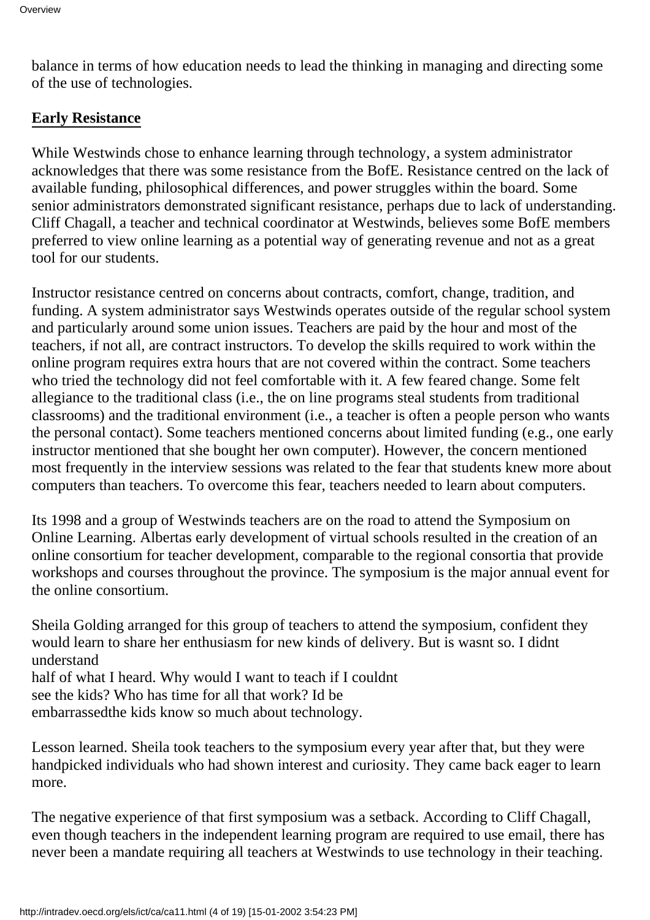balance in terms of how education needs to lead the thinking in managing and directing some of the use of technologies.

## Early Resistance

While Westwinds chose to enhance learning through technology, a system administrator acknowledges that there was some resistance from the BofE. Resistance centred on the lack of available funding, philosophical differences, and power struggles within the board. Some senior administrators demonstrated significant resistance, perhaps due to lack of understanding. Cliff Chagall, a teacher and technical coordinator at Westwinds, believes some BofE members preferred to view online learning as a potential way of generating revenue and not as a great tool for our students.

Instructor resistance centred on concerns about contracts, comfort, change, tradition, and funding. A system administrator says Westwinds operates outside of the regular school system and particularly around some union issues. Teachers are paid by the hour and most of the teachers, if not all, are contract instructors. To develop the skills required to work within the online program requires extra hours that are not covered within the contract. Some teachers who tried the technology did not feel comfortable with it. A few feared change. Some felt allegiance to the traditional class (i.e., the on line programs steal students from traditional classrooms) and the traditional environment (i.e., a teacher is often a people person who wants the personal contact). Some teachers mentioned concerns about limited funding (e.g., one early instructor mentioned that she bought her own computer). However, the concern mentioned most frequently in the interview sessions was related to the fear that students knew more about computers than teachers. To overcome this fear, teachers needed to learn about computers.

Its 1998 and a group of Westwinds teachers are on the road to attend the Symposium on Online Learning. Albertas early development of virtual schools resulted in the creation of an online consortium for teacher development, comparable to the regional consortia that provide workshops and courses throughout the province. The symposium is the major annual event for the online consortium.

Sheila Golding arranged for this group of teachers to attend the symposium, confident they would learn to share her enthusiasm for new kinds of delivery. But is wasnt so. I didnt understand
half of what I heard. Why would I want to teach if I couldnt
see the kids? Who has time for all that work? Id be
embarrassedthe kids know so much about technology.

Lesson learned. Sheila took teachers to the symposium every year after that, but they were handpicked individuals who had shown interest and curiosity. They came back eager to learn more.

The negative experience of that first symposium was a setback. According to Cliff Chagall, even though teachers in the independent learning program are required to use email, there has never been a mandate requiring all teachers at Westwinds to use technology in their teaching.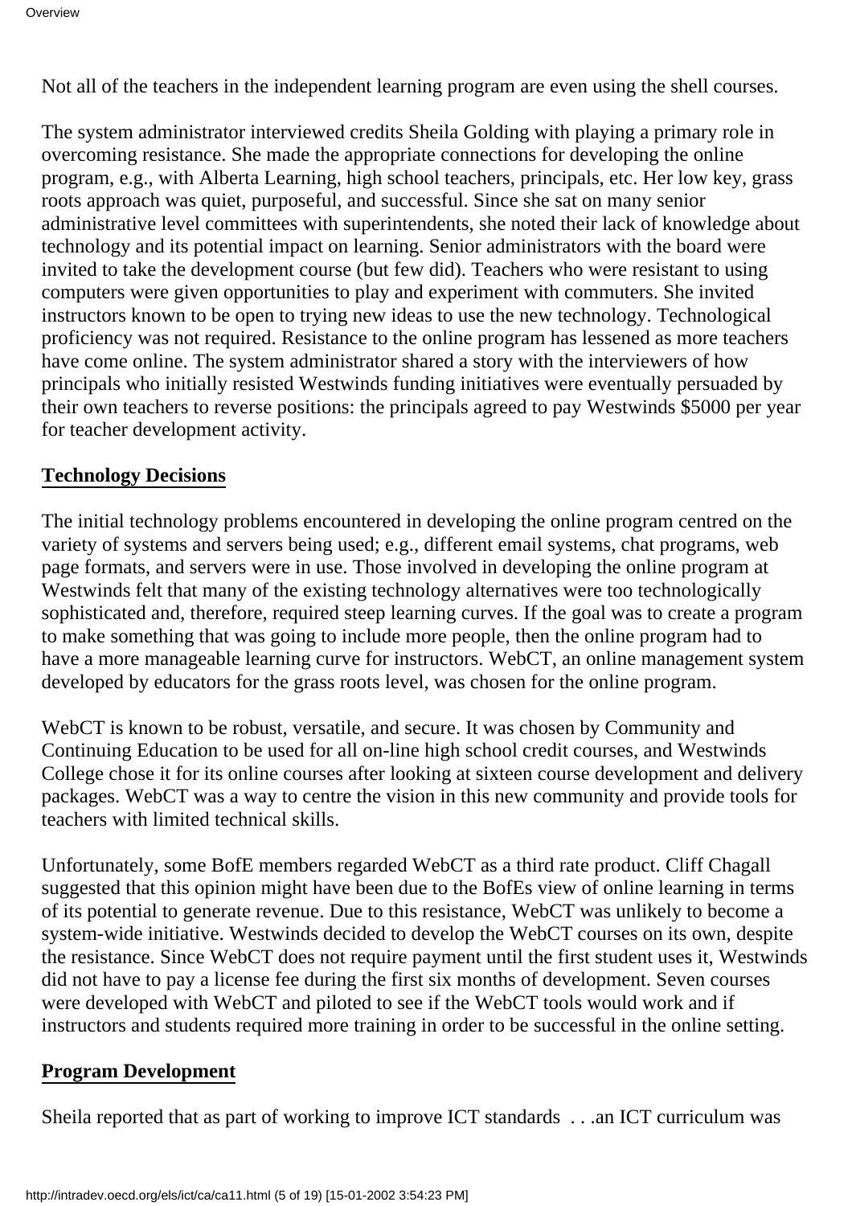Not all of the teachers in the independent learning program are even using the shell courses.

The system administrator interviewed credits Sheila Golding with playing a primary role in overcoming resistance. She made the appropriate connections for developing the online program, e.g., with Alberta Learning, high school teachers, principals, etc. Her low key, grass roots approach was quiet, purposeful, and successful. Since she sat on many senior administrative level committees with superintendents, she noted their lack of knowledge about technology and its potential impact on learning. Senior administrators with the board were invited to take the development course (but few did). Teachers who were resistant to using computers were given opportunities to play and experiment with commuters. She invited instructors known to be open to trying new ideas to use the new technology. Technological proficiency was not required. Resistance to the online program has lessened as more teachers have come online. The system administrator shared a story with the interviewers of how principals who initially resisted Westwinds funding initiatives were eventually persuaded by their own teachers to reverse positions: the principals agreed to pay Westwinds $5000 per year for teacher development activity.

## Technology Decisions

The initial technology problems encountered in developing the online program centred on the variety of systems and servers being used; e.g., different email systems, chat programs, web page formats, and servers were in use. Those involved in developing the online program at Westwinds felt that many of the existing technology alternatives were too technologically sophisticated and, therefore, required steep learning curves. If the goal was to create a program to make something that was going to include more people, then the online program had to have a more manageable learning curve for instructors. WebCT, an online management system developed by educators for the grass roots level, was chosen for the online program.

WebCT is known to be robust, versatile, and secure. It was chosen by Community and Continuing Education to be used for all on-line high school credit courses, and Westwinds College chose it for its online courses after looking at sixteen course development and delivery packages. WebCT was a way to centre the vision in this new community and provide tools for teachers with limited technical skills.

Unfortunately, some BofE members regarded WebCT as a third rate product. Cliff Chagall suggested that this opinion might have been due to the BofEs view of online learning in terms of its potential to generate revenue. Due to this resistance, WebCT was unlikely to become a system-wide initiative. Westwinds decided to develop the WebCT courses on its own, despite the resistance. Since WebCT does not require payment until the first student uses it, Westwinds did not have to pay a license fee during the first six months of development. Seven courses were developed with WebCT and piloted to see if the WebCT tools would work and if instructors and students required more training in order to be successful in the online setting.

## Program Development

Sheila reported that as part of working to improve ICT standards . . .an ICT curriculum was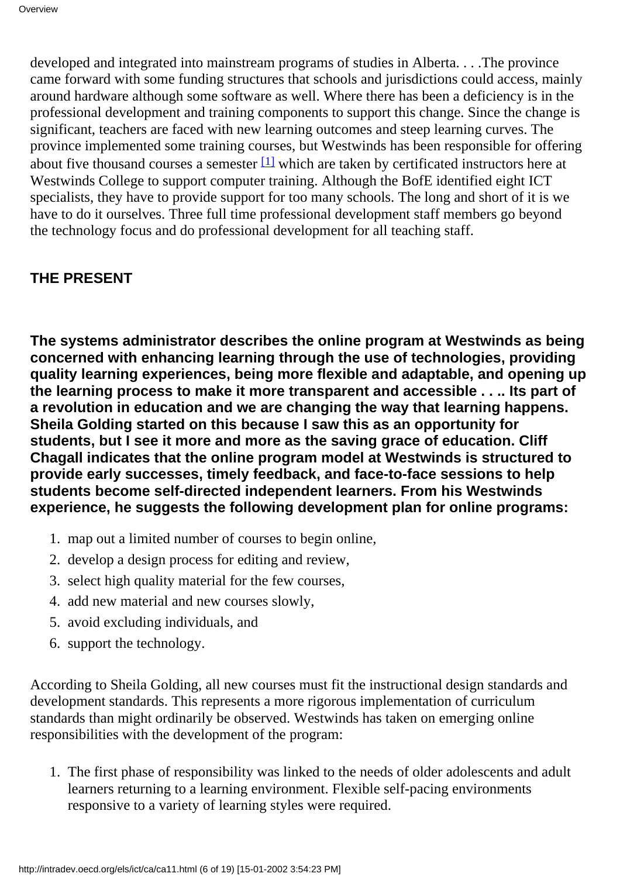developed and integrated into mainstream programs of studies in Alberta. . . .The province came forward with some funding structures that schools and jurisdictions could access, mainly around hardware although some software as well. Where there has been a deficiency is in the professional development and training components to support this change. Since the change is significant, teachers are faced with new learning outcomes and steep learning curves. The province implemented some training courses, but Westwinds has been responsible for offering about five thousand courses a semester [1] which are taken by certificated instructors here at Westwinds College to support computer training. Although the BofE identified eight ICT specialists, they have to provide support for too many schools. The long and short of it is we have to do it ourselves. Three full time professional development staff members go beyond the technology focus and do professional development for all teaching staff.

## THE PRESENT

**The systems administrator describes the online program at Westwinds as being concerned with enhancing learning through the use of technologies, providing quality learning experiences, being more flexible and adaptable, and opening up the learning process to make it more transparent and accessible . . .. Its part of a revolution in education and we are changing the way that learning happens. Sheila Golding started on this because I saw this as an opportunity for students, but I see it more and more as the saving grace of education. Cliff Chagall indicates that the online program model at Westwinds is structured to provide early successes, timely feedback, and face-to-face sessions to help students become self-directed independent learners. From his Westwinds experience, he suggests the following development plan for online programs:**

1. map out a limited number of courses to begin online,
2. develop a design process for editing and review,
3. select high quality material for the few courses,
4. add new material and new courses slowly,
5. avoid excluding individuals, and
6. support the technology.

According to Sheila Golding, all new courses must fit the instructional design standards and development standards. This represents a more rigorous implementation of curriculum standards than might ordinarily be observed. Westwinds has taken on emerging online responsibilities with the development of the program:

1. The first phase of responsibility was linked to the needs of older adolescents and adult learners returning to a learning environment. Flexible self-pacing environments responsive to a variety of learning styles were required.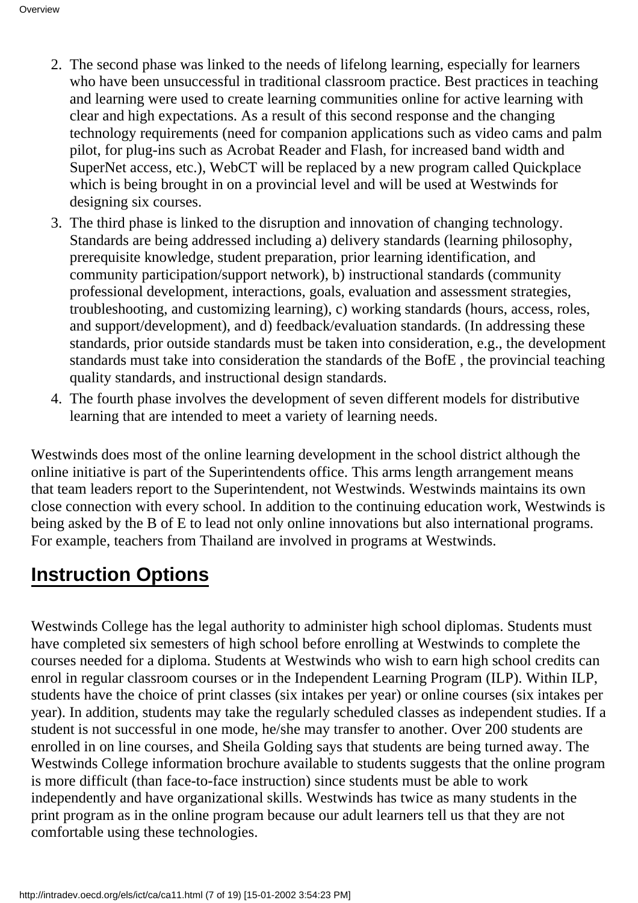2. The second phase was linked to the needs of lifelong learning, especially for learners who have been unsuccessful in traditional classroom practice. Best practices in teaching and learning were used to create learning communities online for active learning with clear and high expectations. As a result of this second response and the changing technology requirements (need for companion applications such as video cams and palm pilot, for plug-ins such as Acrobat Reader and Flash, for increased band width and SuperNet access, etc.), WebCT will be replaced by a new program called Quickplace which is being brought in on a provincial level and will be used at Westwinds for designing six courses.
3. The third phase is linked to the disruption and innovation of changing technology. Standards are being addressed including a) delivery standards (learning philosophy, prerequisite knowledge, student preparation, prior learning identification, and community participation/support network), b) instructional standards (community professional development, interactions, goals, evaluation and assessment strategies, troubleshooting, and customizing learning), c) working standards (hours, access, roles, and support/development), and d) feedback/evaluation standards. (In addressing these standards, prior outside standards must be taken into consideration, e.g., the development standards must take into consideration the standards of the BofE , the provincial teaching quality standards, and instructional design standards.
4. The fourth phase involves the development of seven different models for distributive learning that are intended to meet a variety of learning needs.

Westwinds does most of the online learning development in the school district although the online initiative is part of the Superintendents office. This arms length arrangement means that team leaders report to the Superintendent, not Westwinds. Westwinds maintains its own close connection with every school. In addition to the continuing education work, Westwinds is being asked by the B of E to lead not only online innovations but also international programs. For example, teachers from Thailand are involved in programs at Westwinds.

## Instruction Options

Westwinds College has the legal authority to administer high school diplomas. Students must have completed six semesters of high school before enrolling at Westwinds to complete the courses needed for a diploma. Students at Westwinds who wish to earn high school credits can enrol in regular classroom courses or in the Independent Learning Program (ILP). Within ILP, students have the choice of print classes (six intakes per year) or online courses (six intakes per year). In addition, students may take the regularly scheduled classes as independent studies. If a student is not successful in one mode, he/she may transfer to another. Over 200 students are enrolled in on line courses, and Sheila Golding says that students are being turned away. The Westwinds College information brochure available to students suggests that the online program is more difficult (than face-to-face instruction) since students must be able to work independently and have organizational skills. Westwinds has twice as many students in the print program as in the online program because our adult learners tell us that they are not comfortable using these technologies.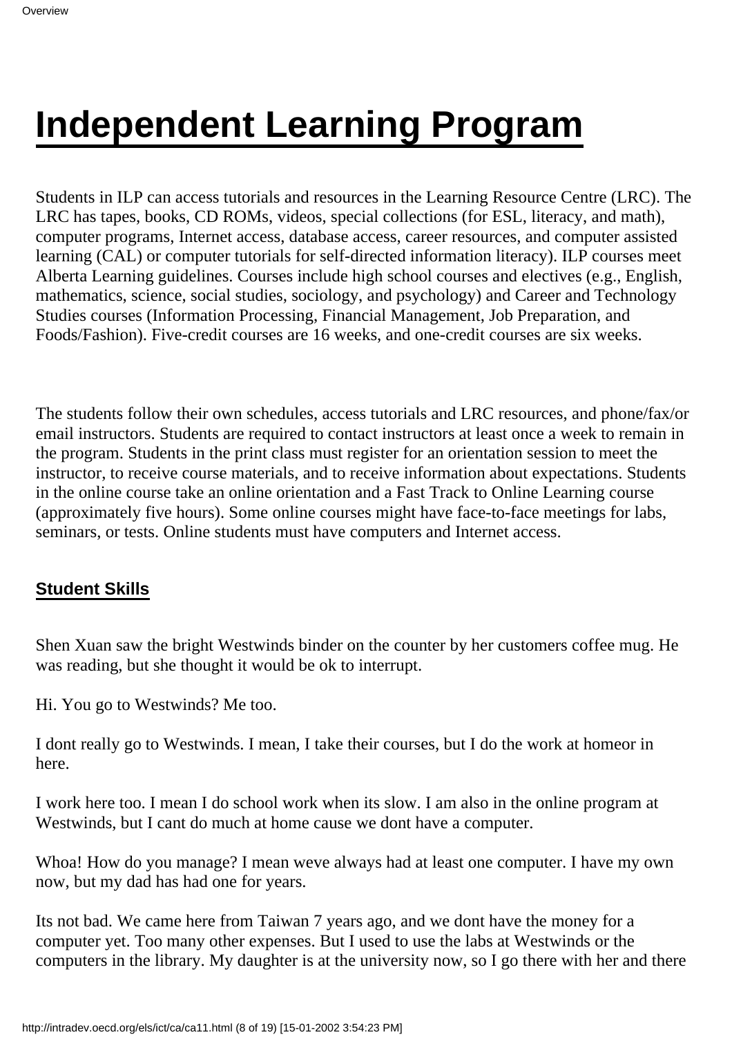# Independent Learning Program

Students in ILP can access tutorials and resources in the Learning Resource Centre (LRC). The LRC has tapes, books, CD ROMs, videos, special collections (for ESL, literacy, and math), computer programs, Internet access, database access, career resources, and computer assisted learning (CAL) or computer tutorials for self-directed information literacy). ILP courses meet Alberta Learning guidelines. Courses include high school courses and electives (e.g., English, mathematics, science, social studies, sociology, and psychology) and Career and Technology Studies courses (Information Processing, Financial Management, Job Preparation, and Foods/Fashion). Five-credit courses are 16 weeks, and one-credit courses are six weeks.

The students follow their own schedules, access tutorials and LRC resources, and phone/fax/or email instructors. Students are required to contact instructors at least once a week to remain in the program. Students in the print class must register for an orientation session to meet the instructor, to receive course materials, and to receive information about expectations. Students in the online course take an online orientation and a Fast Track to Online Learning course (approximately five hours). Some online courses might have face-to-face meetings for labs, seminars, or tests. Online students must have computers and Internet access.

### Student Skills

Shen Xuan saw the bright Westwinds binder on the counter by her customers coffee mug. He was reading, but she thought it would be ok to interrupt.

Hi. You go to Westwinds? Me too.

I dont really go to Westwinds. I mean, I take their courses, but I do the work at homeor in here.

I work here too. I mean I do school work when its slow. I am also in the online program at Westwinds, but I cant do much at home cause we dont have a computer.

Whoa! How do you manage? I mean weve always had at least one computer. I have my own now, but my dad has had one for years.

Its not bad. We came here from Taiwan 7 years ago, and we dont have the money for a computer yet. Too many other expenses. But I used to use the labs at Westwinds or the computers in the library. My daughter is at the university now, so I go there with her and there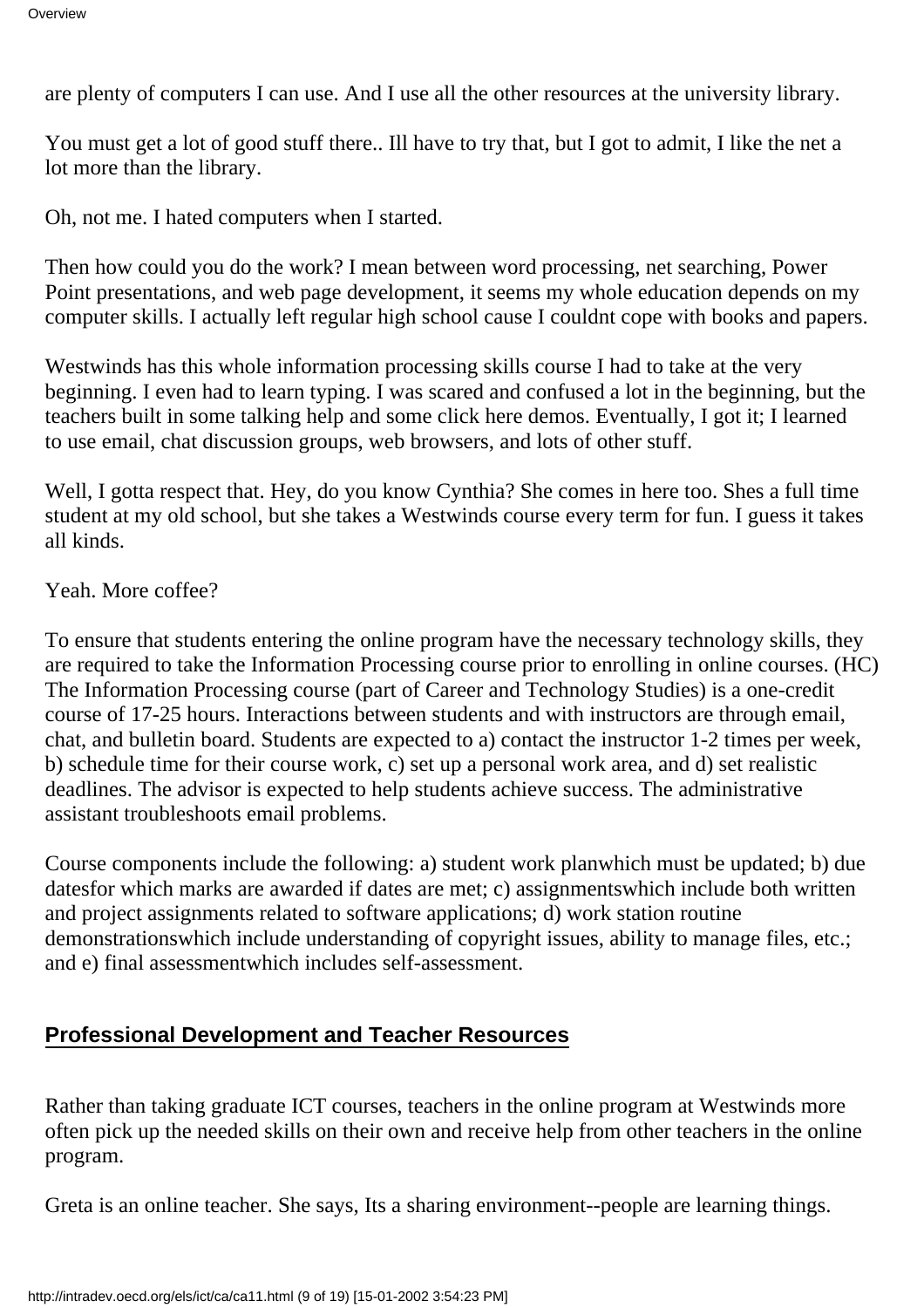are plenty of computers I can use. And I use all the other resources at the university library.

You must get a lot of good stuff there.. Ill have to try that, but I got to admit, I like the net a lot more than the library.

Oh, not me. I hated computers when I started.

Then how could you do the work? I mean between word processing, net searching, Power Point presentations, and web page development, it seems my whole education depends on my computer skills. I actually left regular high school cause I couldnt cope with books and papers.

Westwinds has this whole information processing skills course I had to take at the very beginning. I even had to learn typing. I was scared and confused a lot in the beginning, but the teachers built in some talking help and some click here demos. Eventually, I got it; I learned to use email, chat discussion groups, web browsers, and lots of other stuff.

Well, I gotta respect that. Hey, do you know Cynthia? She comes in here too. Shes a full time student at my old school, but she takes a Westwinds course every term for fun. I guess it takes all kinds.

Yeah. More coffee?

To ensure that students entering the online program have the necessary technology skills, they are required to take the Information Processing course prior to enrolling in online courses. (HC) The Information Processing course (part of Career and Technology Studies) is a one-credit course of 17-25 hours. Interactions between students and with instructors are through email, chat, and bulletin board. Students are expected to a) contact the instructor 1-2 times per week, b) schedule time for their course work, c) set up a personal work area, and d) set realistic deadlines. The advisor is expected to help students achieve success. The administrative assistant troubleshoots email problems.

Course components include the following: a) student work planwhich must be updated; b) due datesfor which marks are awarded if dates are met; c) assignmentswhich include both written and project assignments related to software applications; d) work station routine demonstrationswhich include understanding of copyright issues, ability to manage files, etc.; and e) final assessmentwhich includes self-assessment.

## Professional Development and Teacher Resources

Rather than taking graduate ICT courses, teachers in the online program at Westwinds more often pick up the needed skills on their own and receive help from other teachers in the online program.

Greta is an online teacher. She says, Its a sharing environment--people are learning things.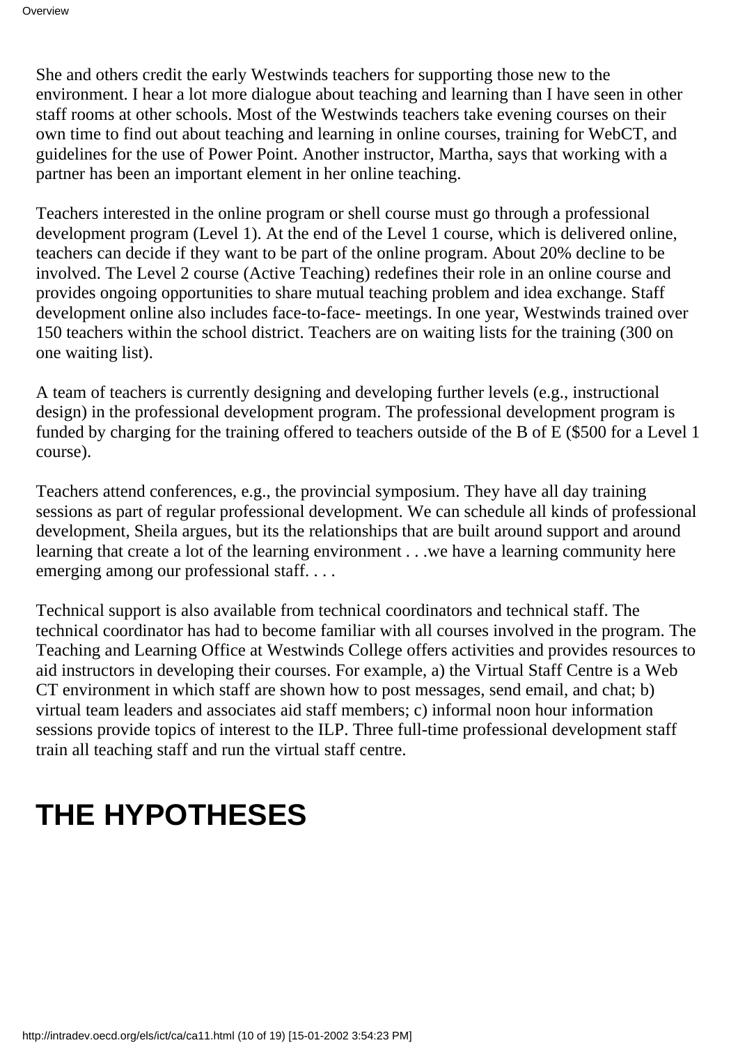She and others credit the early Westwinds teachers for supporting those new to the environment. I hear a lot more dialogue about teaching and learning than I have seen in other staff rooms at other schools. Most of the Westwinds teachers take evening courses on their own time to find out about teaching and learning in online courses, training for WebCT, and guidelines for the use of Power Point. Another instructor, Martha, says that working with a partner has been an important element in her online teaching.

Teachers interested in the online program or shell course must go through a professional development program (Level 1). At the end of the Level 1 course, which is delivered online, teachers can decide if they want to be part of the online program. About 20% decline to be involved. The Level 2 course (Active Teaching) redefines their role in an online course and provides ongoing opportunities to share mutual teaching problem and idea exchange. Staff development online also includes face-to-face- meetings. In one year, Westwinds trained over 150 teachers within the school district. Teachers are on waiting lists for the training (300 on one waiting list).

A team of teachers is currently designing and developing further levels (e.g., instructional design) in the professional development program. The professional development program is funded by charging for the training offered to teachers outside of the B of E ($500 for a Level 1 course).

Teachers attend conferences, e.g., the provincial symposium. They have all day training sessions as part of regular professional development. We can schedule all kinds of professional development, Sheila argues, but its the relationships that are built around support and around learning that create a lot of the learning environment . . .we have a learning community here emerging among our professional staff. . . .

Technical support is also available from technical coordinators and technical staff. The technical coordinator has had to become familiar with all courses involved in the program. The Teaching and Learning Office at Westwinds College offers activities and provides resources to aid instructors in developing their courses. For example, a) the Virtual Staff Centre is a Web CT environment in which staff are shown how to post messages, send email, and chat; b) virtual team leaders and associates aid staff members; c) informal noon hour information sessions provide topics of interest to the ILP. Three full-time professional development staff train all teaching staff and run the virtual staff centre.

# THE HYPOTHESES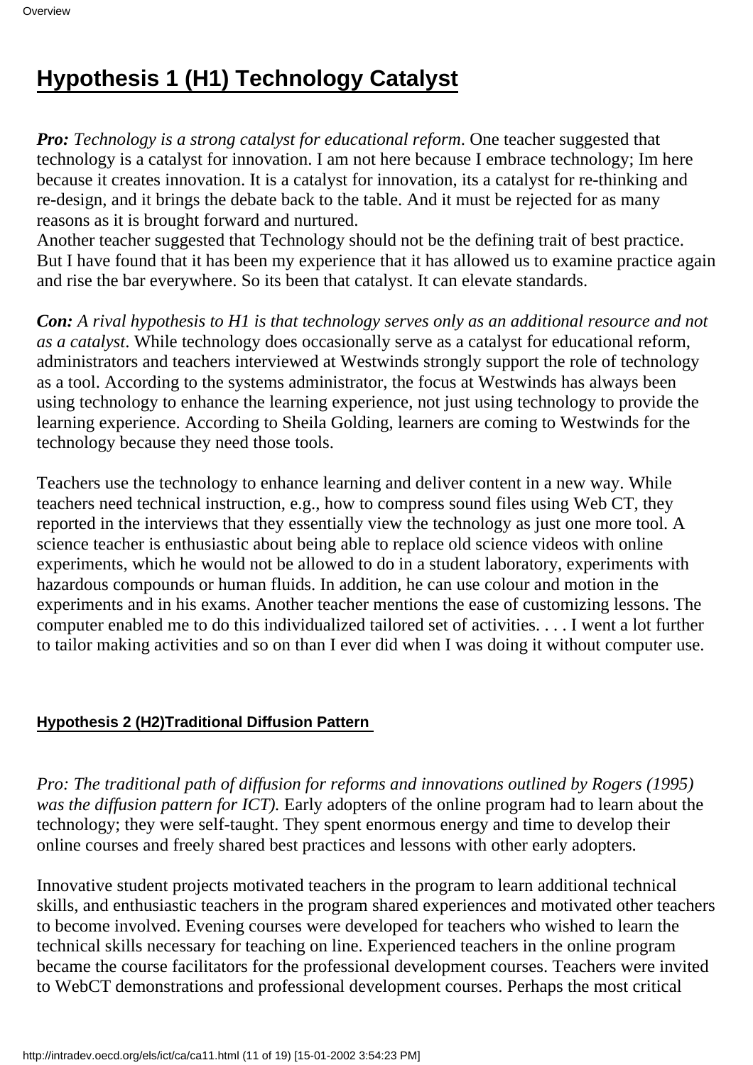## Hypothesis 1 (H1) Technology Catalyst

***Pro:*** *Technology is a strong catalyst for educational reform*. One teacher suggested that technology is a catalyst for innovation. I am not here because I embrace technology; Im here because it creates innovation. It is a catalyst for innovation, its a catalyst for re-thinking and re-design, and it brings the debate back to the table. And it must be rejected for as many reasons as it is brought forward and nurtured.
Another teacher suggested that Technology should not be the defining trait of best practice. But I have found that it has been my experience that it has allowed us to examine practice again and rise the bar everywhere. So its been that catalyst. It can elevate standards.

***Con:*** *A rival hypothesis to H1 is that technology serves only as an additional resource and not as a catalyst*. While technology does occasionally serve as a catalyst for educational reform, administrators and teachers interviewed at Westwinds strongly support the role of technology as a tool. According to the systems administrator, the focus at Westwinds has always been using technology to enhance the learning experience, not just using technology to provide the learning experience. According to Sheila Golding, learners are coming to Westwinds for the technology because they need those tools.

Teachers use the technology to enhance learning and deliver content in a new way. While teachers need technical instruction, e.g., how to compress sound files using Web CT, they reported in the interviews that they essentially view the technology as just one more tool. A science teacher is enthusiastic about being able to replace old science videos with online experiments, which he would not be allowed to do in a student laboratory, experiments with hazardous compounds or human fluids. In addition, he can use colour and motion in the experiments and in his exams. Another teacher mentions the ease of customizing lessons. The computer enabled me to do this individualized tailored set of activities. . . . I went a lot further to tailor making activities and so on than I ever did when I was doing it without computer use.

#### Hypothesis 2 (H2)Traditional Diffusion Pattern

*Pro: The traditional path of diffusion for reforms and innovations outlined by Rogers (1995) was the diffusion pattern for ICT).* Early adopters of the online program had to learn about the technology; they were self-taught. They spent enormous energy and time to develop their online courses and freely shared best practices and lessons with other early adopters.

Innovative student projects motivated teachers in the program to learn additional technical skills, and enthusiastic teachers in the program shared experiences and motivated other teachers to become involved. Evening courses were developed for teachers who wished to learn the technical skills necessary for teaching on line. Experienced teachers in the online program became the course facilitators for the professional development courses. Teachers were invited to WebCT demonstrations and professional development courses. Perhaps the most critical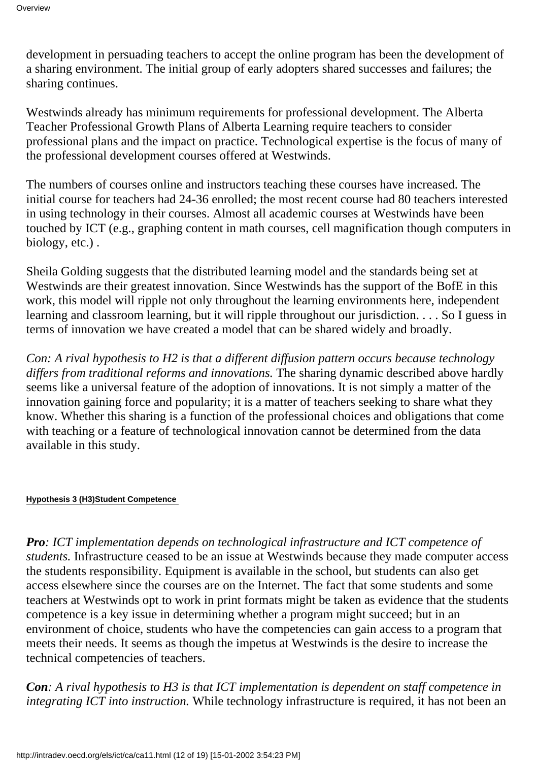development in persuading teachers to accept the online program has been the development of a sharing environment. The initial group of early adopters shared successes and failures; the sharing continues.

Westwinds already has minimum requirements for professional development. The Alberta Teacher Professional Growth Plans of Alberta Learning require teachers to consider professional plans and the impact on practice. Technological expertise is the focus of many of the professional development courses offered at Westwinds.

The numbers of courses online and instructors teaching these courses have increased. The initial course for teachers had 24-36 enrolled; the most recent course had 80 teachers interested in using technology in their courses. Almost all academic courses at Westwinds have been touched by ICT (e.g., graphing content in math courses, cell magnification though computers in biology, etc.) .

Sheila Golding suggests that the distributed learning model and the standards being set at Westwinds are their greatest innovation. Since Westwinds has the support of the BofE in this work, this model will ripple not only throughout the learning environments here, independent learning and classroom learning, but it will ripple throughout our jurisdiction. . . . So I guess in terms of innovation we have created a model that can be shared widely and broadly.

*Con: A rival hypothesis to H2 is that a different diffusion pattern occurs because technology differs from traditional reforms and innovations.* The sharing dynamic described above hardly seems like a universal feature of the adoption of innovations. It is not simply a matter of the innovation gaining force and popularity; it is a matter of teachers seeking to share what they know. Whether this sharing is a function of the professional choices and obligations that come with teaching or a feature of technological innovation cannot be determined from the data available in this study.

#### Hypothesis 3 (H3)Student Competence

***Pro**: ICT implementation depends on technological infrastructure and ICT competence of students.* Infrastructure ceased to be an issue at Westwinds because they made computer access the students responsibility. Equipment is available in the school, but students can also get access elsewhere since the courses are on the Internet. The fact that some students and some teachers at Westwinds opt to work in print formats might be taken as evidence that the students competence is a key issue in determining whether a program might succeed; but in an environment of choice, students who have the competencies can gain access to a program that meets their needs. It seems as though the impetus at Westwinds is the desire to increase the technical competencies of teachers.

***Con**: A rival hypothesis to H3 is that ICT implementation is dependent on staff competence in integrating ICT into instruction.* While technology infrastructure is required, it has not been an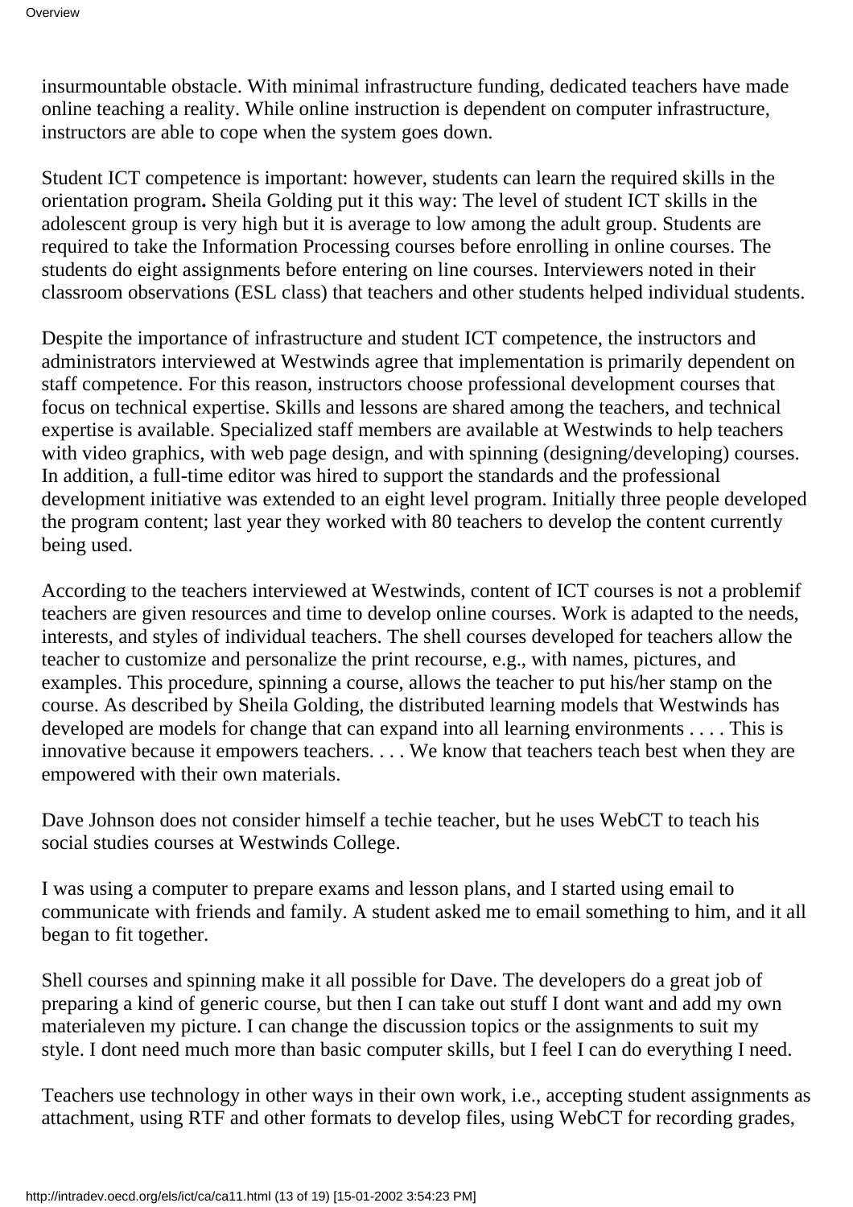insurmountable obstacle. With minimal infrastructure funding, dedicated teachers have made online teaching a reality. While online instruction is dependent on computer infrastructure, instructors are able to cope when the system goes down.

Student ICT competence is important: however, students can learn the required skills in the orientation program**.** Sheila Golding put it this way: The level of student ICT skills in the adolescent group is very high but it is average to low among the adult group. Students are required to take the Information Processing courses before enrolling in online courses. The students do eight assignments before entering on line courses. Interviewers noted in their classroom observations (ESL class) that teachers and other students helped individual students.

Despite the importance of infrastructure and student ICT competence, the instructors and administrators interviewed at Westwinds agree that implementation is primarily dependent on staff competence. For this reason, instructors choose professional development courses that focus on technical expertise. Skills and lessons are shared among the teachers, and technical expertise is available. Specialized staff members are available at Westwinds to help teachers with video graphics, with web page design, and with spinning (designing/developing) courses. In addition, a full-time editor was hired to support the standards and the professional development initiative was extended to an eight level program. Initially three people developed the program content; last year they worked with 80 teachers to develop the content currently being used.

According to the teachers interviewed at Westwinds, content of ICT courses is not a problemif teachers are given resources and time to develop online courses. Work is adapted to the needs, interests, and styles of individual teachers. The shell courses developed for teachers allow the teacher to customize and personalize the print recourse, e.g., with names, pictures, and examples. This procedure, spinning a course, allows the teacher to put his/her stamp on the course. As described by Sheila Golding, the distributed learning models that Westwinds has developed are models for change that can expand into all learning environments . . . . This is innovative because it empowers teachers. . . . We know that teachers teach best when they are empowered with their own materials.

Dave Johnson does not consider himself a techie teacher, but he uses WebCT to teach his social studies courses at Westwinds College.

I was using a computer to prepare exams and lesson plans, and I started using email to communicate with friends and family. A student asked me to email something to him, and it all began to fit together.

Shell courses and spinning make it all possible for Dave. The developers do a great job of preparing a kind of generic course, but then I can take out stuff I dont want and add my own materialeven my picture. I can change the discussion topics or the assignments to suit my style. I dont need much more than basic computer skills, but I feel I can do everything I need.

Teachers use technology in other ways in their own work, i.e., accepting student assignments as attachment, using RTF and other formats to develop files, using WebCT for recording grades,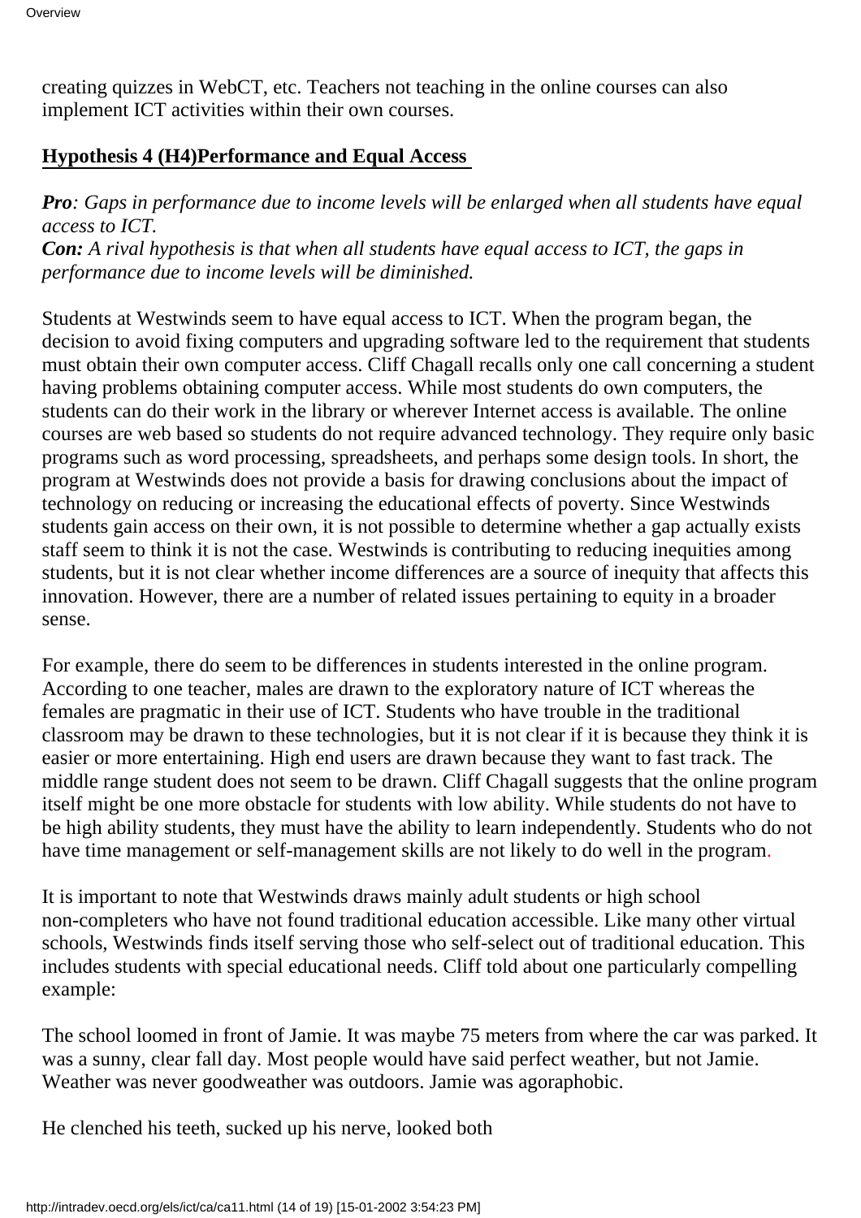creating quizzes in WebCT, etc. Teachers not teaching in the online courses can also implement ICT activities within their own courses.

**Hypothesis 4 (H4)Performance and Equal Access**

***Pro**: Gaps in performance due to income levels will be enlarged when all students have equal access to ICT.*
***Con:** A rival hypothesis is that when all students have equal access to ICT, the gaps in performance due to income levels will be diminished.*

Students at Westwinds seem to have equal access to ICT. When the program began, the decision to avoid fixing computers and upgrading software led to the requirement that students must obtain their own computer access. Cliff Chagall recalls only one call concerning a student having problems obtaining computer access. While most students do own computers, the students can do their work in the library or wherever Internet access is available. The online courses are web based so students do not require advanced technology. They require only basic programs such as word processing, spreadsheets, and perhaps some design tools. In short, the program at Westwinds does not provide a basis for drawing conclusions about the impact of technology on reducing or increasing the educational effects of poverty. Since Westwinds students gain access on their own, it is not possible to determine whether a gap actually exists staff seem to think it is not the case. Westwinds is contributing to reducing inequities among students, but it is not clear whether income differences are a source of inequity that affects this innovation. However, there are a number of related issues pertaining to equity in a broader sense.

For example, there do seem to be differences in students interested in the online program. According to one teacher, males are drawn to the exploratory nature of ICT whereas the females are pragmatic in their use of ICT. Students who have trouble in the traditional classroom may be drawn to these technologies, but it is not clear if it is because they think it is easier or more entertaining. High end users are drawn because they want to fast track. The middle range student does not seem to be drawn. Cliff Chagall suggests that the online program itself might be one more obstacle for students with low ability. While students do not have to be high ability students, they must have the ability to learn independently. Students who do not have time management or self-management skills are not likely to do well in the program.

It is important to note that Westwinds draws mainly adult students or high school non-completers who have not found traditional education accessible. Like many other virtual schools, Westwinds finds itself serving those who self-select out of traditional education. This includes students with special educational needs. Cliff told about one particularly compelling example:

The school loomed in front of Jamie. It was maybe 75 meters from where the car was parked. It was a sunny, clear fall day. Most people would have said perfect weather, but not Jamie. Weather was never goodweather was outdoors. Jamie was agoraphobic.

He clenched his teeth, sucked up his nerve, looked both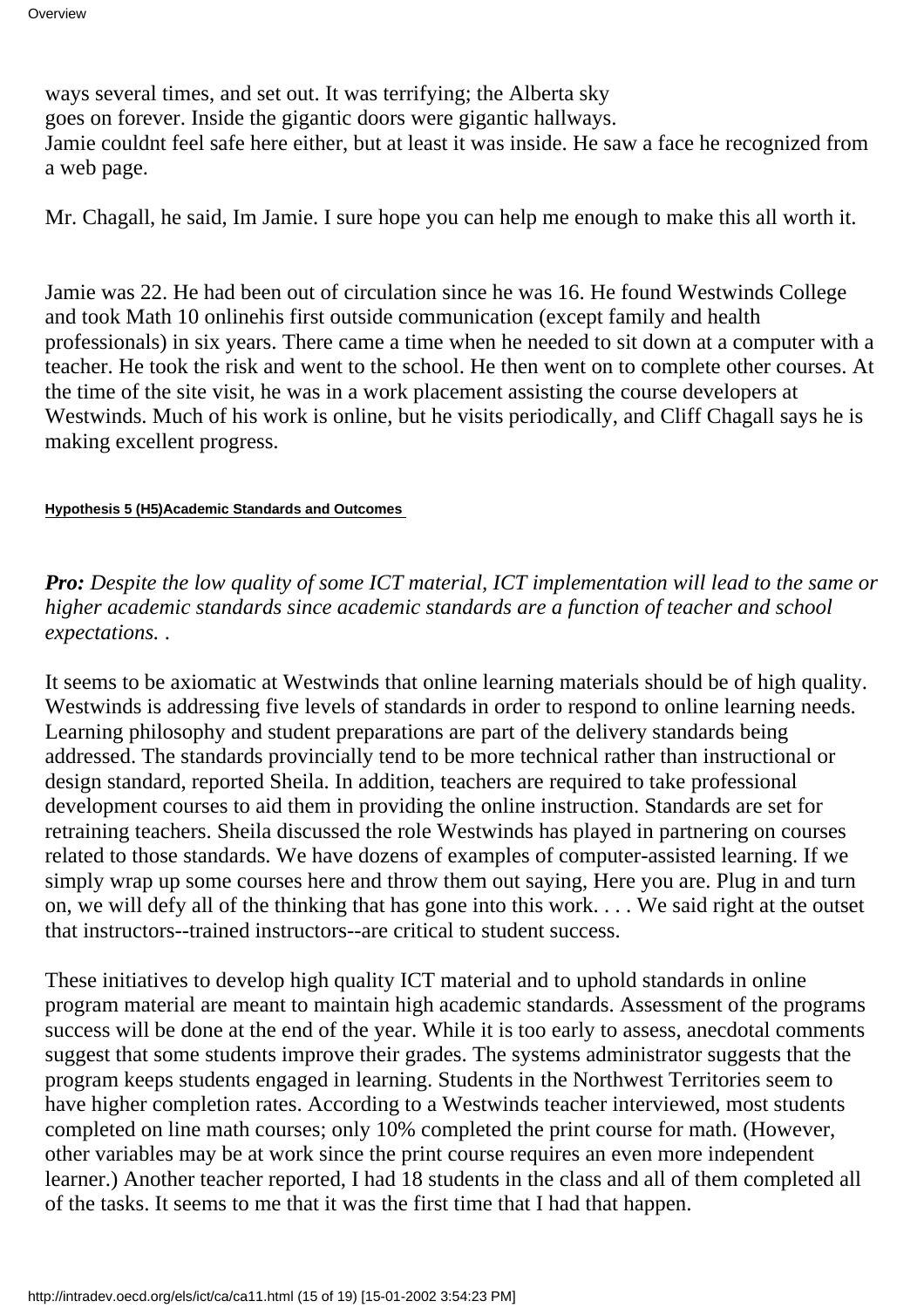ways several times, and set out. It was terrifying; the Alberta sky goes on forever. Inside the gigantic doors were gigantic hallways. Jamie couldnt feel safe here either, but at least it was inside. He saw a face he recognized from a web page.

Mr. Chagall, he said, Im Jamie. I sure hope you can help me enough to make this all worth it.

Jamie was 22. He had been out of circulation since he was 16. He found Westwinds College and took Math 10 onlinehis first outside communication (except family and health professionals) in six years. There came a time when he needed to sit down at a computer with a teacher. He took the risk and went to the school. He then went on to complete other courses. At the time of the site visit, he was in a work placement assisting the course developers at Westwinds. Much of his work is online, but he visits periodically, and Cliff Chagall says he is making excellent progress.

#### Hypothesis 5 (H5)Academic Standards and Outcomes

***Pro:*** *Despite the low quality of some ICT material, ICT implementation will lead to the same or higher academic standards since academic standards are a function of teacher and school expectations. .*

It seems to be axiomatic at Westwinds that online learning materials should be of high quality. Westwinds is addressing five levels of standards in order to respond to online learning needs. Learning philosophy and student preparations are part of the delivery standards being addressed. The standards provincially tend to be more technical rather than instructional or design standard, reported Sheila. In addition, teachers are required to take professional development courses to aid them in providing the online instruction. Standards are set for retraining teachers. Sheila discussed the role Westwinds has played in partnering on courses related to those standards. We have dozens of examples of computer-assisted learning. If we simply wrap up some courses here and throw them out saying, Here you are. Plug in and turn on, we will defy all of the thinking that has gone into this work. . . . We said right at the outset that instructors--trained instructors--are critical to student success.

These initiatives to develop high quality ICT material and to uphold standards in online program material are meant to maintain high academic standards. Assessment of the programs success will be done at the end of the year. While it is too early to assess, anecdotal comments suggest that some students improve their grades. The systems administrator suggests that the program keeps students engaged in learning. Students in the Northwest Territories seem to have higher completion rates. According to a Westwinds teacher interviewed, most students completed on line math courses; only 10% completed the print course for math. (However, other variables may be at work since the print course requires an even more independent learner.) Another teacher reported, I had 18 students in the class and all of them completed all of the tasks. It seems to me that it was the first time that I had that happen.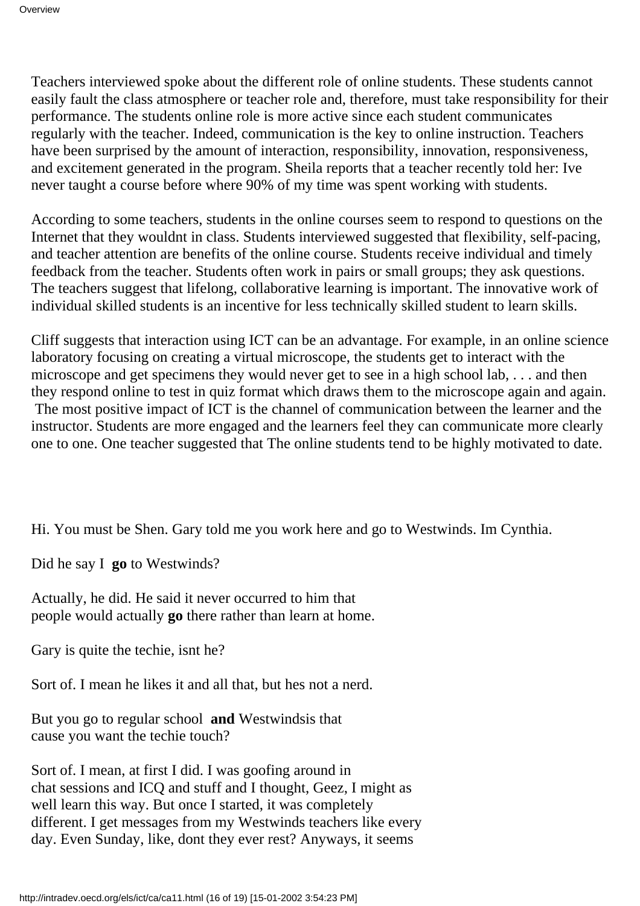Teachers interviewed spoke about the different role of online students. These students cannot easily fault the class atmosphere or teacher role and, therefore, must take responsibility for their performance. The students online role is more active since each student communicates regularly with the teacher. Indeed, communication is the key to online instruction. Teachers have been surprised by the amount of interaction, responsibility, innovation, responsiveness, and excitement generated in the program. Sheila reports that a teacher recently told her: Ive never taught a course before where 90% of my time was spent working with students.

According to some teachers, students in the online courses seem to respond to questions on the Internet that they wouldnt in class. Students interviewed suggested that flexibility, self-pacing, and teacher attention are benefits of the online course. Students receive individual and timely feedback from the teacher. Students often work in pairs or small groups; they ask questions. The teachers suggest that lifelong, collaborative learning is important. The innovative work of individual skilled students is an incentive for less technically skilled student to learn skills.

Cliff suggests that interaction using ICT can be an advantage. For example, in an online science laboratory focusing on creating a virtual microscope, the students get to interact with the microscope and get specimens they would never get to see in a high school lab, . . . and then they respond online to test in quiz format which draws them to the microscope again and again. The most positive impact of ICT is the channel of communication between the learner and the instructor. Students are more engaged and the learners feel they can communicate more clearly one to one. One teacher suggested that The online students tend to be highly motivated to date.

Hi. You must be Shen. Gary told me you work here and go to Westwinds. Im Cynthia.

Did he say I **go** to Westwinds?

Actually, he did. He said it never occurred to him that people would actually **go** there rather than learn at home.

Gary is quite the techie, isnt he?

Sort of. I mean he likes it and all that, but hes not a nerd.

But you go to regular school **and** Westwindsis that cause you want the techie touch?

Sort of. I mean, at first I did. I was goofing around in chat sessions and ICQ and stuff and I thought, Geez, I might as well learn this way. But once I started, it was completely different. I get messages from my Westwinds teachers like every day. Even Sunday, like, dont they ever rest? Anyways, it seems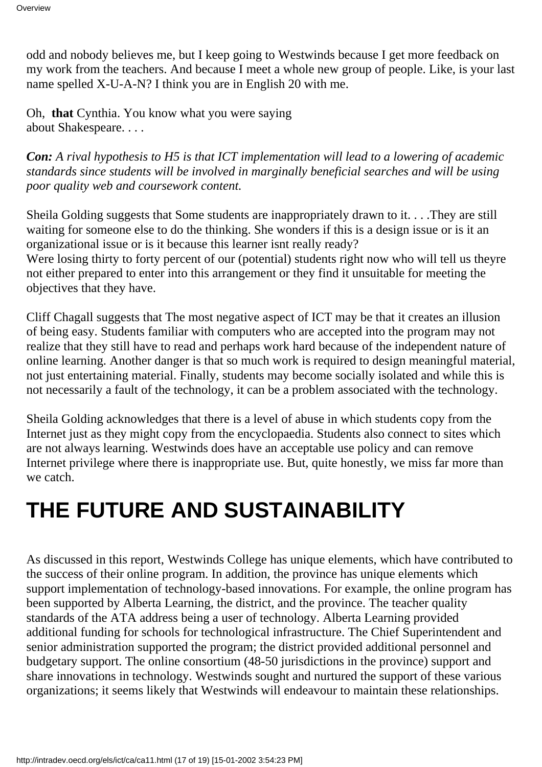odd and nobody believes me, but I keep going to Westwinds because I get more feedback on my work from the teachers. And because I meet a whole new group of people. Like, is your last name spelled X-U-A-N? I think you are in English 20 with me.

Oh, **that** Cynthia. You know what you were saying about Shakespeare. . . .

***Con:*** *A rival hypothesis to H5 is that ICT implementation will lead to a lowering of academic standards since students will be involved in marginally beneficial searches and will be using poor quality web and coursework content.*

Sheila Golding suggests that Some students are inappropriately drawn to it. . . .They are still waiting for someone else to do the thinking. She wonders if this is a design issue or is it an organizational issue or is it because this learner isnt really ready?
Were losing thirty to forty percent of our (potential) students right now who will tell us theyre not either prepared to enter into this arrangement or they find it unsuitable for meeting the objectives that they have.

Cliff Chagall suggests that The most negative aspect of ICT may be that it creates an illusion of being easy. Students familiar with computers who are accepted into the program may not realize that they still have to read and perhaps work hard because of the independent nature of online learning. Another danger is that so much work is required to design meaningful material, not just entertaining material. Finally, students may become socially isolated and while this is not necessarily a fault of the technology, it can be a problem associated with the technology.

Sheila Golding acknowledges that there is a level of abuse in which students copy from the Internet just as they might copy from the encyclopaedia. Students also connect to sites which are not always learning. Westwinds does have an acceptable use policy and can remove Internet privilege where there is inappropriate use. But, quite honestly, we miss far more than we catch.

# THE FUTURE AND SUSTAINABILITY

As discussed in this report, Westwinds College has unique elements, which have contributed to the success of their online program. In addition, the province has unique elements which support implementation of technology-based innovations. For example, the online program has been supported by Alberta Learning, the district, and the province. The teacher quality standards of the ATA address being a user of technology. Alberta Learning provided additional funding for schools for technological infrastructure. The Chief Superintendent and senior administration supported the program; the district provided additional personnel and budgetary support. The online consortium (48-50 jurisdictions in the province) support and share innovations in technology. Westwinds sought and nurtured the support of these various organizations; it seems likely that Westwinds will endeavour to maintain these relationships.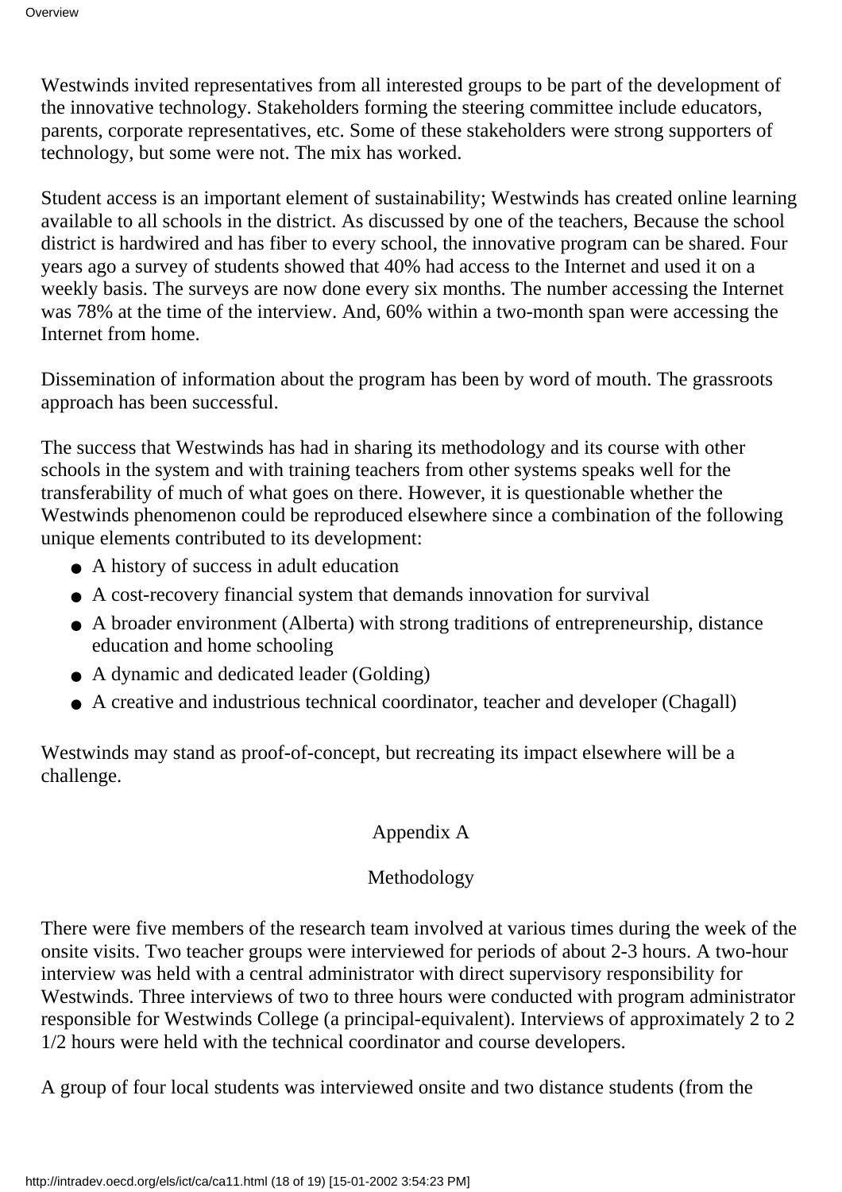Westwinds invited representatives from all interested groups to be part of the development of the innovative technology. Stakeholders forming the steering committee include educators, parents, corporate representatives, etc. Some of these stakeholders were strong supporters of technology, but some were not. The mix has worked.

Student access is an important element of sustainability; Westwinds has created online learning available to all schools in the district. As discussed by one of the teachers, Because the school district is hardwired and has fiber to every school, the innovative program can be shared. Four years ago a survey of students showed that 40% had access to the Internet and used it on a weekly basis. The surveys are now done every six months. The number accessing the Internet was 78% at the time of the interview. And, 60% within a two-month span were accessing the Internet from home.

Dissemination of information about the program has been by word of mouth. The grassroots approach has been successful.

The success that Westwinds has had in sharing its methodology and its course with other schools in the system and with training teachers from other systems speaks well for the transferability of much of what goes on there. However, it is questionable whether the Westwinds phenomenon could be reproduced elsewhere since a combination of the following unique elements contributed to its development:

- A history of success in adult education
- A cost-recovery financial system that demands innovation for survival
- A broader environment (Alberta) with strong traditions of entrepreneurship, distance education and home schooling
- A dynamic and dedicated leader (Golding)
- A creative and industrious technical coordinator, teacher and developer (Chagall)

Westwinds may stand as proof-of-concept, but recreating its impact elsewhere will be a challenge.

## Appendix A

## Methodology

There were five members of the research team involved at various times during the week of the onsite visits. Two teacher groups were interviewed for periods of about 2-3 hours. A two-hour interview was held with a central administrator with direct supervisory responsibility for Westwinds. Three interviews of two to three hours were conducted with program administrator responsible for Westwinds College (a principal-equivalent). Interviews of approximately 2 to 2 1/2 hours were held with the technical coordinator and course developers.

A group of four local students was interviewed onsite and two distance students (from the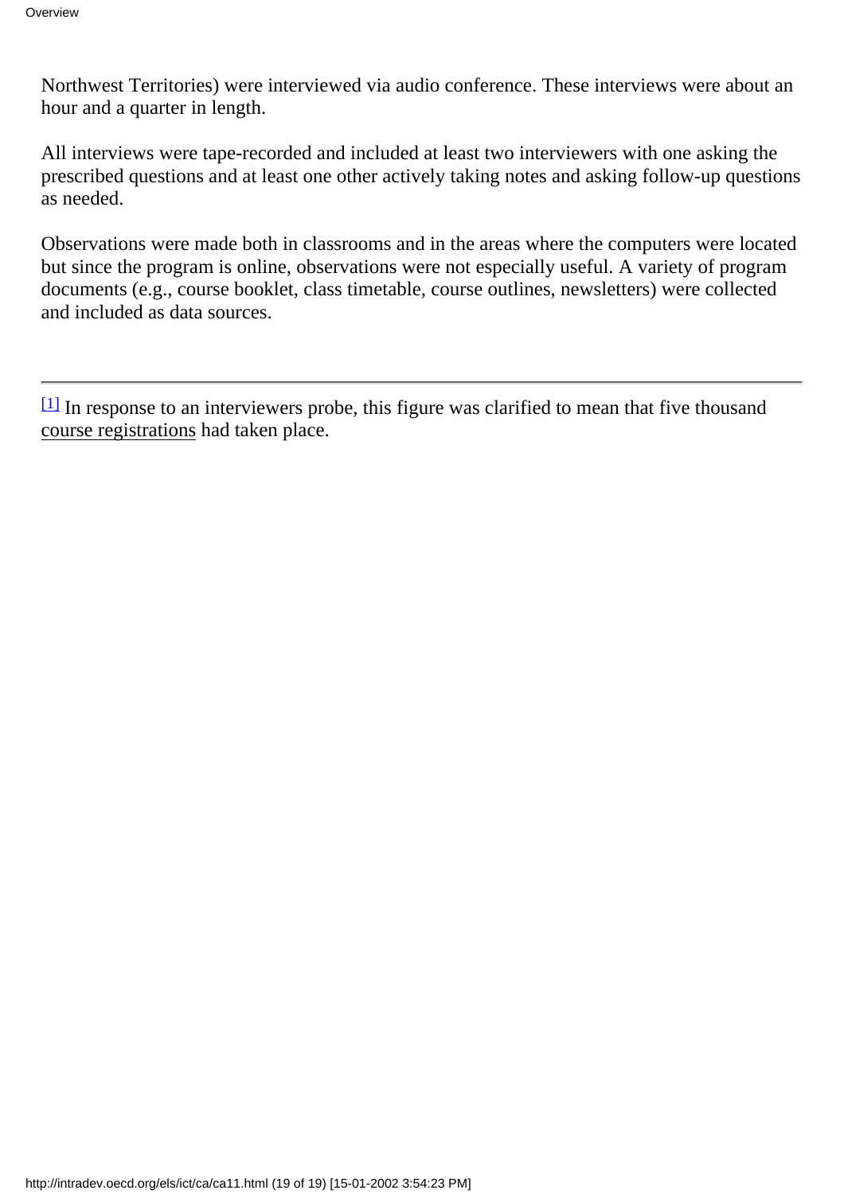Northwest Territories) were interviewed via audio conference. These interviews were about an hour and a quarter in length.

All interviews were tape-recorded and included at least two interviewers with one asking the prescribed questions and at least one other actively taking notes and asking follow-up questions as needed.

Observations were made both in classrooms and in the areas where the computers were located but since the program is online, observations were not especially useful. A variety of program documents (e.g., course booklet, class timetable, course outlines, newsletters) were collected and included as data sources.

---

[1] In response to an interviewers probe, this figure was clarified to mean that five thousand course registrations had taken place.